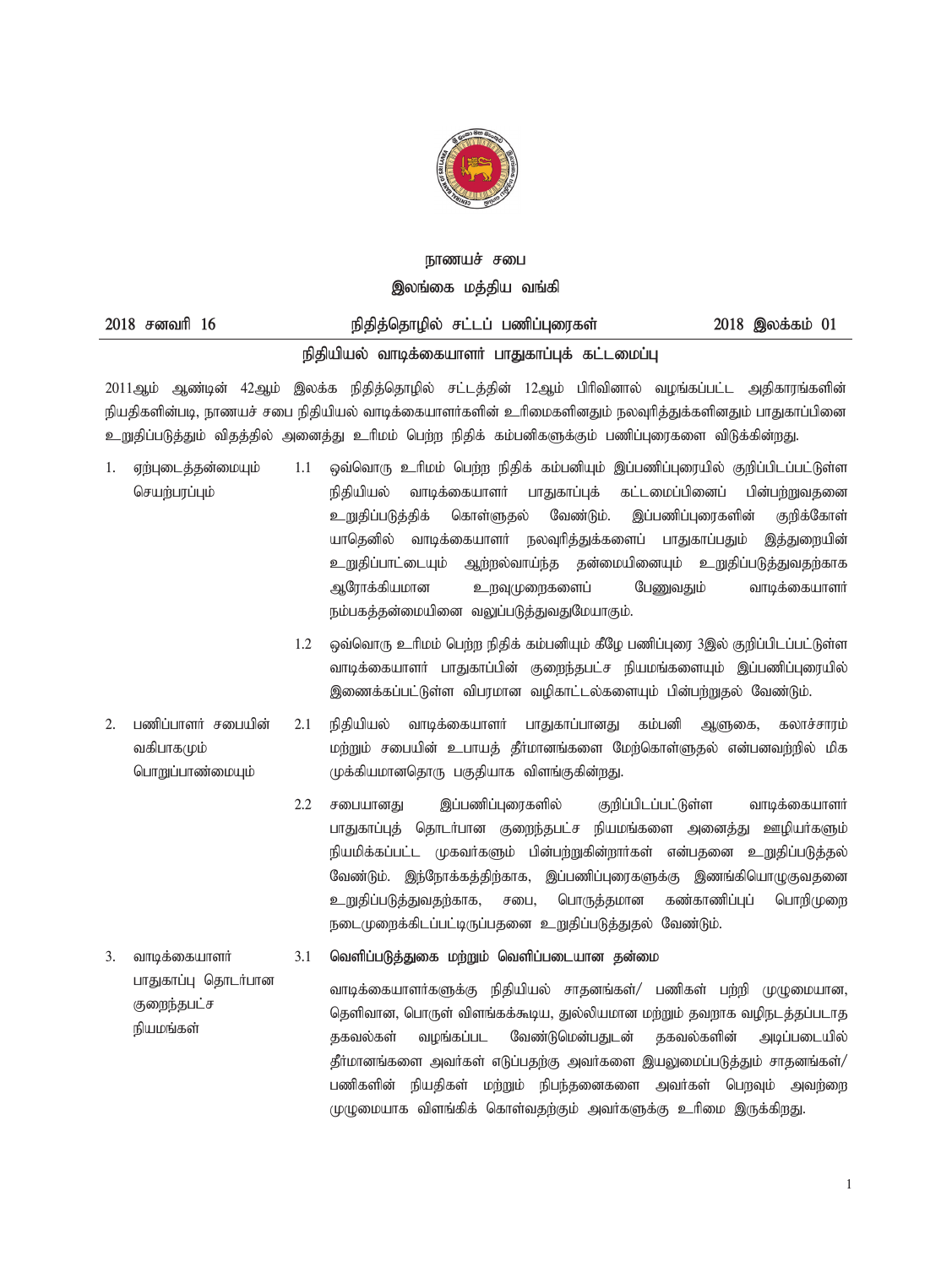# நாணயச் சபை
## இலங்கை மத்திய வங்கி

**2018 சனவரி 16** | **நிதித்தொழில் சட்டப் பணிப்புரைகள்** | **2018 இலக்கம் 01**

## நிதியியல் வாடிக்கையாளர் பாதுகாப்புக் கட்டமைப்பு

2011ஆம் ஆண்டின் 42ஆம் இலக்க நிதித்தொழில் சட்டத்தின் 12ஆம் பிரிவினால் வழங்கப்பட்ட அதிகாரங்களின் நியதிகளின்படி, நாணயச் சபை நிதியியல் வாடிக்கையாளர்களின் உரிமைகளினதும் நலவுரித்துக்களினதும் பாதுகாப்பினை உறுதிப்படுத்தும் விதத்தில் அனைத்து உரிமம் பெற்ற நிதிக் கம்பனிகளுக்கும் பணிப்புரைகளை விடுக்கின்றது.

**1. ஏற்புடைத்தன்மையும் செயற்பரப்பும்**

1.1 ஒவ்வொரு உரிமம் பெற்ற நிதிக் கம்பனியும் இப்பணிப்புரையில் குறிப்பிடப்பட்டுள்ள நிதியியல் வாடிக்கையாளர் பாதுகாப்புக் கட்டமைப்பினைப் பின்பற்றுவதனை உறுதிப்படுத்திக் கொள்ளுதல் வேண்டும். இப்பணிப்புரைகளின் குறிக்கோள் யாதெனில் வாடிக்கையாளர் நலவுரித்துக்களைப் பாதுகாப்பதும் இத்துறையின் உறுதிப்பாட்டையும் ஆற்றல்வாய்ந்த தன்மையினையும் உறுதிப்படுத்துவதற்காக ஆரோக்கியமான உறவுமுறைகளைப் பேணுவதும் வாடிக்கையாளர் நம்பகத்தன்மையினை வலுப்படுத்துவதுமேயாகும்.

1.2 ஒவ்வொரு உரிமம் பெற்ற நிதிக் கம்பனியும் கீழே பணிப்புரை 3இல் குறிப்பிடப்பட்டுள்ள வாடிக்கையாளர் பாதுகாப்பின் குறைந்தபட்ச நியமங்களையும் இப்பணிப்புரையில் இணைக்கப்பட்டுள்ள விபரமான வழிகாட்டல்களையும் பின்பற்றுதல் வேண்டும்.

**2. பணிப்பாளர் சபையின் வகிபாகமும் பொறுப்பாண்மையும்**

2.1 நிதியியல் வாடிக்கையாளர் பாதுகாப்பானது கம்பனி ஆளுகை, கலாச்சாரம் மற்றும் சபையின் உபாயத் தீர்மானங்களை மேற்கொள்ளுதல் என்பனவற்றில் மிக முக்கியமானதொரு பகுதியாக விளங்குகின்றது.

2.2 சபையானது இப்பணிப்புரைகளில் குறிப்பிடப்பட்டுள்ள வாடிக்கையாளர் பாதுகாப்புத் தொடர்பான குறைந்தபட்ச நியமங்களை அனைத்து ஊழியர்களும் நியமிக்கப்பட்ட முகவர்களும் பின்பற்றுகின்றார்கள் என்பதனை உறுதிப்படுத்தல் வேண்டும். இந்நோக்கத்திற்காக, இப்பணிப்புரைகளுக்கு இணங்கியொழுகுவதனை உறுதிப்படுத்துவதற்காக, சபை, பொருத்தமான கண்காணிப்புப் பொறிமுறை நடைமுறைக்கிடப்பட்டிருப்பதனை உறுதிப்படுத்துதல் வேண்டும்.

**3. வாடிக்கையாளர் பாதுகாப்பு தொடர்பான குறைந்தபட்ச நியமங்கள்**

3.1 **வெளிப்படுத்துகை மற்றும் வெளிப்படையான தன்மை**

வாடிக்கையாளர்களுக்கு நிதியியல் சாதனங்கள்/ பணிகள் பற்றி முழுமையான, தெளிவான, பொருள் விளங்கக்கூடிய, துல்லியமான மற்றும் தவறாக வழிநடத்தப்படாத தகவல்கள் வழங்கப்பட வேண்டுமென்பதுடன் தகவல்களின் அடிப்படையில் தீர்மானங்களை அவர்கள் எடுப்பதற்கு அவர்களை இயலுமைப்படுத்தும் சாதனங்கள்/ பணிகளின் நியதிகள் மற்றும் நிபந்தனைகளை அவர்கள் பெறவும் அவற்றை முழுமையாக விளங்கிக் கொள்வதற்கும் அவர்களுக்கு உரிமை இருக்கிறது.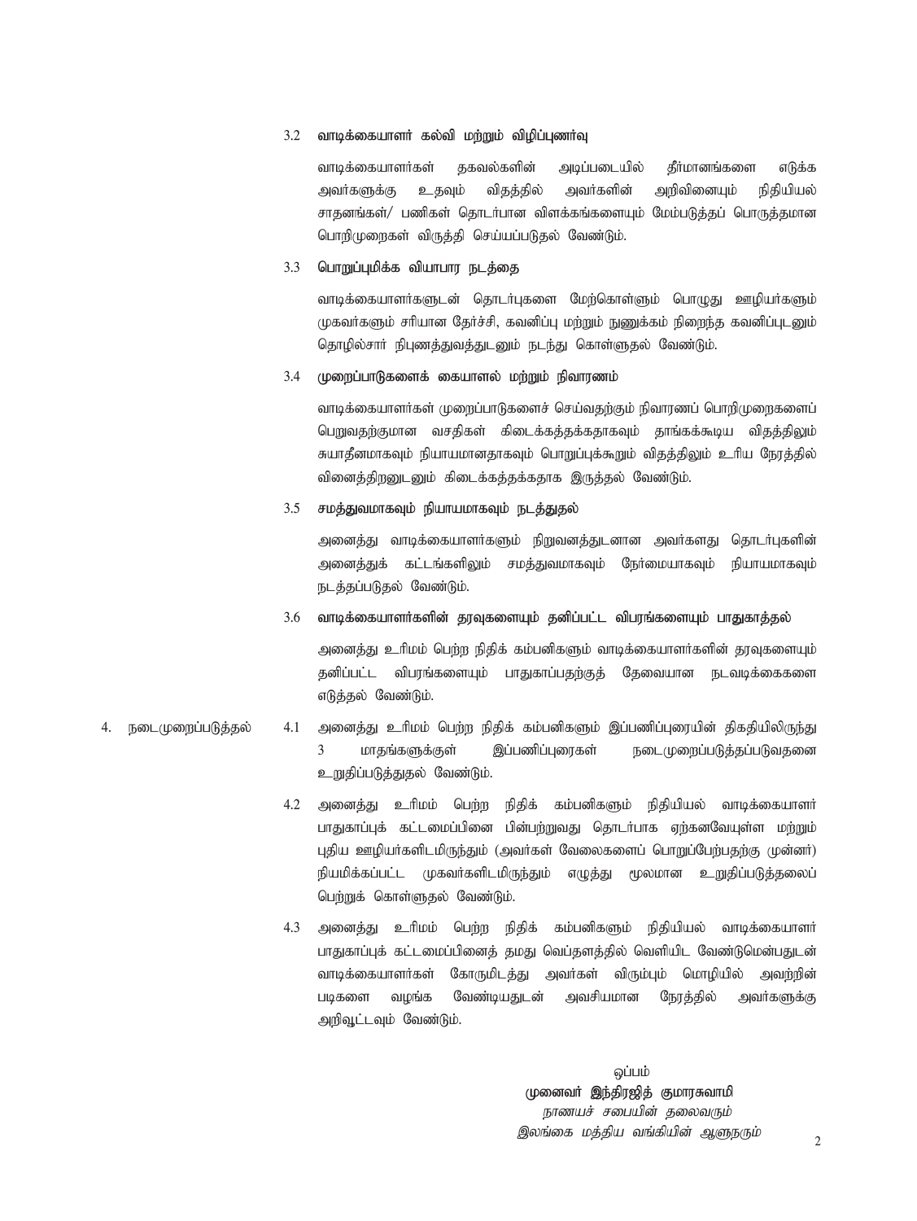3.2 **வாடிக்கையாளர் கல்வி மற்றும் விழிப்புணர்வு**

வாடிக்கையாளர்கள் தகவல்களின் அடிப்படையில் தீர்மானங்களை எடுக்க அவர்களுக்கு உதவும் விதத்தில் அவர்களின் அறிவினையும் நிதியியல் சாதனங்கள்/ பணிகள் தொடர்பான விளக்கங்களையும் மேம்படுத்தப் பொருத்தமான பொறிமுறைகள் விருத்தி செய்யப்படுதல் வேண்டும்.

3.3 **பொறுப்புமிக்க வியாபார நடத்தை**

வாடிக்கையாளர்களுடன் தொடர்புகளை மேற்கொள்ளும் பொழுது ஊழியர்களும் முகவர்களும் சரியான தேர்ச்சி, கவனிப்பு மற்றும் நுணுக்கம் நிறைந்த கவனிப்புடனும் தொழில்சார் நிபுணத்துவத்துடனும் நடந்து கொள்ளுதல் வேண்டும்.

3.4 **முறைப்பாடுகளைக் கையாளல் மற்றும் நிவாரணம்**

வாடிக்கையாளர்கள் முறைப்பாடுகளைச் செய்வதற்கும் நிவாரணப் பொறிமுறைகளைப் பெறுவதற்குமான வசதிகள் கிடைக்கத்தக்கதாகவும் தாங்கக்கூடிய விதத்திலும் சுயாதீனமாகவும் நியாயமானதாகவும் பொறுப்புக்கூறும் விதத்திலும் உரிய நேரத்தில் வினைத்திறனுடனும் கிடைக்கத்தக்கதாக இருத்தல் வேண்டும்.

3.5 **சமத்துவமாகவும் நியாயமாகவும் நடத்துதல்**

அனைத்து வாடிக்கையாளர்களும் நிறுவனத்துடனான அவர்களது தொடர்புகளின் அனைத்துக் கட்டங்களிலும் சமத்துவமாகவும் நேர்மையாகவும் நியாயமாகவும் நடத்தப்படுதல் வேண்டும்.

3.6 **வாடிக்கையாளர்களின் தரவுகளையும் தனிப்பட்ட விபரங்களையும் பாதுகாத்தல்**

அனைத்து உரிமம் பெற்ற நிதிக் கம்பனிகளும் வாடிக்கையாளர்களின் தரவுகளையும் தனிப்பட்ட விபரங்களையும் பாதுகாப்பதற்குத் தேவையான நடவடிக்கைகளை எடுத்தல் வேண்டும்.

4. நடைமுறைப்படுத்தல்

4.1 அனைத்து உரிமம் பெற்ற நிதிக் கம்பனிகளும் இப்பணிப்புரையின் திகதியிலிருந்து 3 மாதங்களுக்குள் இப்பணிப்புரைகள் நடைமுறைப்படுத்தப்படுவதனை உறுதிப்படுத்துதல் வேண்டும்.

4.2 அனைத்து உரிமம் பெற்ற நிதிக் கம்பனிகளும் நிதியியல் வாடிக்கையாளர் பாதுகாப்புக் கட்டமைப்பினை பின்பற்றுவது தொடர்பாக ஏற்கனவேயுள்ள மற்றும் புதிய ஊழியர்களிடமிருந்தும் (அவர்கள் வேலைகளைப் பொறுப்பேற்பதற்கு முன்னர்) நியமிக்கப்பட்ட முகவர்களிடமிருந்தும் எழுத்து மூலமான உறுதிப்படுத்தலைப் பெற்றுக் கொள்ளுதல் வேண்டும்.

4.3 அனைத்து உரிமம் பெற்ற நிதிக் கம்பனிகளும் நிதியியல் வாடிக்கையாளர் பாதுகாப்புக் கட்டமைப்பினைத் தமது வெப்தளத்தில் வெளியிட வேண்டுமென்பதுடன் வாடிக்கையாளர்கள் கோருமிடத்து அவர்கள் விரும்பும் மொழியில் அவற்றின் படிகளை வழங்க வேண்டியதுடன் அவசியமான நேரத்தில் அவர்களுக்கு அறிவூட்டவும் வேண்டும்.

ஒப்பம்
**முனைவர் இந்திரஜித் குமாரசுவாமி**
*நாணயச் சபையின் தலைவரும்*
*இலங்கை மத்திய வங்கியின் ஆளுநரும்*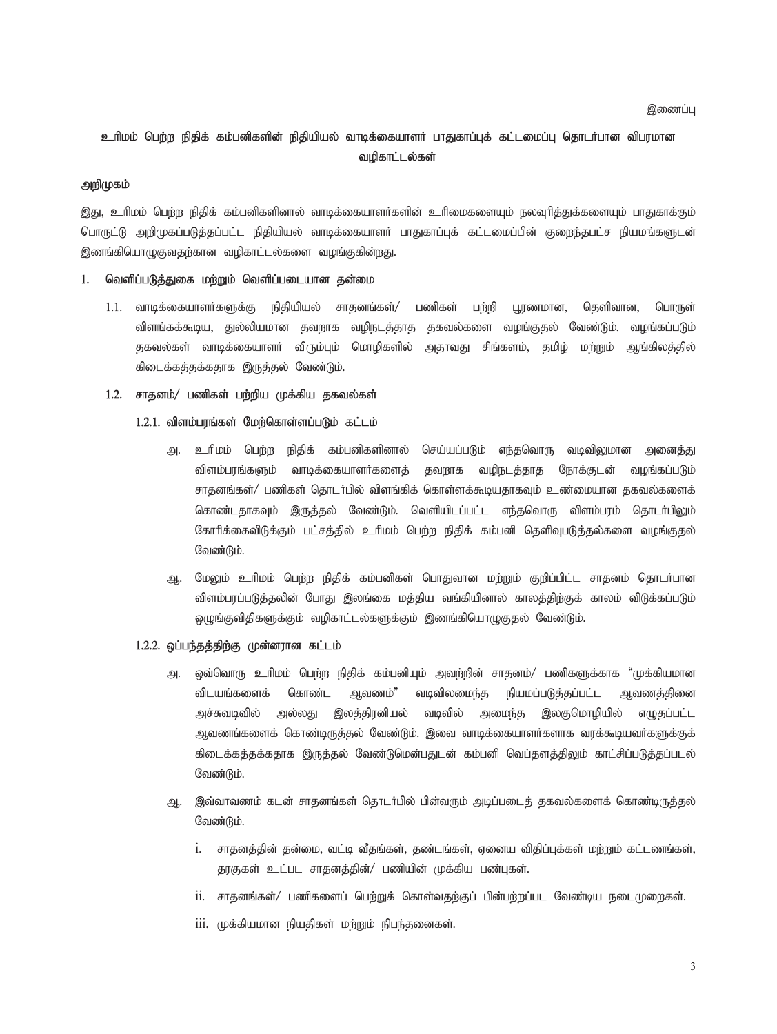இணைப்பு

## உரிமம் பெற்ற நிதிக் கம்பனிகளின் நிதியியல் வாடிக்கையாளர் பாதுகாப்புக் கட்டமைப்பு தொடர்பான விபரமான வழிகாட்டல்கள்

### அறிமுகம்

இது, உரிமம் பெற்ற நிதிக் கம்பனிகளினால் வாடிக்கையாளர்களின் உரிமைகளையும் நலவுரித்துக்களையும் பாதுகாக்கும் பொருட்டு அறிமுகப்படுத்தப்பட்ட நிதியியல் வாடிக்கையாளர் பாதுகாப்புக் கட்டமைப்பின் குறைந்தபட்ச நியமங்களுடன் இணங்கியொழுகுவதற்கான வழிகாட்டல்களை வழங்குகின்றது.

### 1. வெளிப்படுத்துகை மற்றும் வெளிப்படையான தன்மை

1.1. வாடிக்கையாளர்களுக்கு நிதியியல் சாதனங்கள்/ பணிகள் பற்றி பூரணமான, தெளிவான, பொருள் விளங்கக்கூடிய, துல்லியமான தவறாக வழிநடத்தாத தகவல்களை வழங்குதல் வேண்டும். வழங்கப்படும் தகவல்கள் வாடிக்கையாளர் விரும்பும் மொழிகளில் அதாவது சிங்களம், தமிழ் மற்றும் ஆங்கிலத்தில் கிடைக்கத்தக்கதாக இருத்தல் வேண்டும்.

#### 1.2. சாதனம்/ பணிகள் பற்றிய முக்கிய தகவல்கள்

##### 1.2.1. விளம்பரங்கள் மேற்கொள்ளப்படும் கட்டம்

அ. உரிமம் பெற்ற நிதிக் கம்பனிகளினால் செய்யப்படும் எந்தவொரு வடிவிலுமான அனைத்து விளம்பரங்களும் வாடிக்கையாளர்களைத் தவறாக வழிநடத்தாத நோக்குடன் வழங்கப்படும் சாதனங்கள்/ பணிகள் தொடர்பில் விளங்கிக் கொள்ளக்கூடியதாகவும் உண்மையான தகவல்களைக் கொண்டதாகவும் இருத்தல் வேண்டும். வெளியிடப்பட்ட எந்தவொரு விளம்பரம் தொடர்பிலும் கோரிக்கைவிடுக்கும் பட்சத்தில் உரிமம் பெற்ற நிதிக் கம்பனி தெளிவுபடுத்தல்களை வழங்குதல் வேண்டும்.

ஆ. மேலும் உரிமம் பெற்ற நிதிக் கம்பனிகள் பொதுவான மற்றும் குறிப்பிட்ட சாதனம் தொடர்பான விளம்பரப்படுத்தலின் போது இலங்கை மத்திய வங்கியினால் காலத்திற்குக் காலம் விடுக்கப்படும் ஒழுங்குவிதிகளுக்கும் வழிகாட்டல்களுக்கும் இணங்கியொழுகுதல் வேண்டும்.

##### 1.2.2. ஒப்பந்தத்திற்கு முன்னரான கட்டம்

அ. ஒவ்வொரு உரிமம் பெற்ற நிதிக் கம்பனியும் அவற்றின் சாதனம்/ பணிகளுக்காக “முக்கியமான விடயங்களைக் கொண்ட ஆவணம்” வடிவிலமைந்த நியமப்படுத்தப்பட்ட ஆவணத்தினை அச்சுவடிவில் அல்லது இலத்திரனியல் வடிவில் அமைந்த இலகுமொழியில் எழுதப்பட்ட ஆவணங்களைக் கொண்டிருத்தல் வேண்டும். இவை வாடிக்கையாளர்களாக வரக்கூடியவர்களுக்குக் கிடைக்கத்தக்கதாக இருத்தல் வேண்டுமென்பதுடன் கம்பனி வெப்தளத்திலும் காட்சிப்படுத்தப்படல் வேண்டும்.

ஆ. இவ்வாவணம் கடன் சாதனங்கள் தொடர்பில் பின்வரும் அடிப்படைத் தகவல்களைக் கொண்டிருத்தல் வேண்டும்.

i. சாதனத்தின் தன்மை, வட்டி வீதங்கள், தண்டங்கள், ஏனைய விதிப்புக்கள் மற்றும் கட்டணங்கள், தரகுகள் உட்பட சாதனத்தின்/ பணியின் முக்கிய பண்புகள்.

ii. சாதனங்கள்/ பணிகளைப் பெற்றுக் கொள்வதற்குப் பின்பற்றப்பட வேண்டிய நடைமுறைகள்.

iii. முக்கியமான நியதிகள் மற்றும் நிபந்தனைகள்.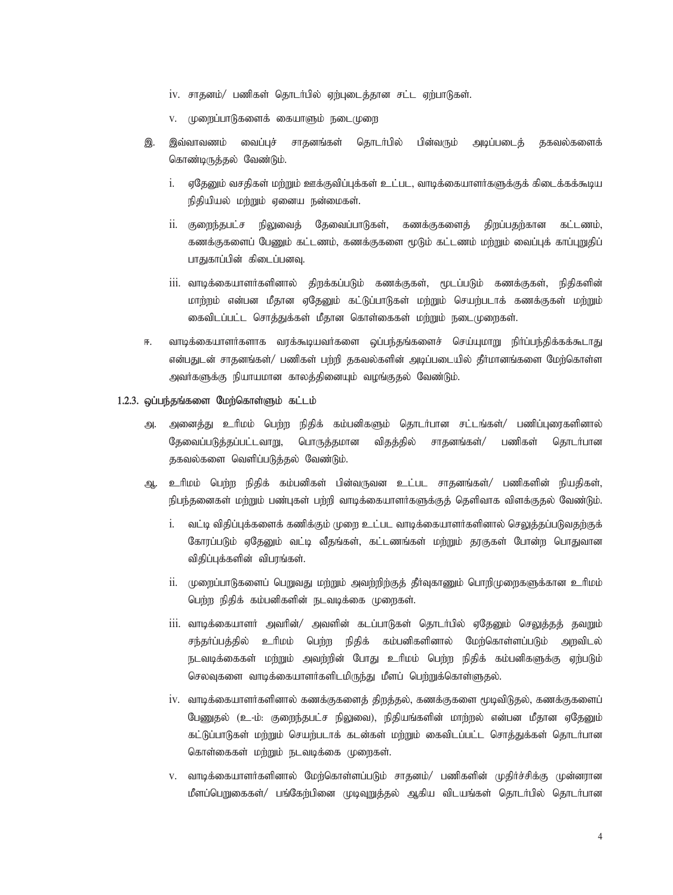iv. சாதனம்/ பணிகள் தொடர்பில் ஏற்புடைத்தான சட்ட ஏற்பாடுகள்.

v. முறைப்பாடுகளைக் கையாளும் நடைமுறை

இ. இவ்வாவணம் வைப்புச் சாதனங்கள் தொடர்பில் பின்வரும் அடிப்படைத் தகவல்களைக் கொண்டிருத்தல் வேண்டும்.

i. ஏதேனும் வசதிகள் மற்றும் ஊக்குவிப்புக்கள் உட்பட, வாடிக்கையாளர்களுக்குக் கிடைக்கக்கூடிய நிதியியல் மற்றும் ஏனைய நன்மைகள்.

ii. குறைந்தபட்ச நிலுவைத் தேவைப்பாடுகள், கணக்குகளைத் திறப்பதற்கான கட்டணம், கணக்குகளைப் பேணும் கட்டணம், கணக்குகளை மூடும் கட்டணம் மற்றும் வைப்புக் காப்புறுதிப் பாதுகாப்பின் கிடைப்பனவு.

iii. வாடிக்கையாளர்களினால் திறக்கப்படும் கணக்குகள், மூடப்படும் கணக்குகள், நிதிகளின் மாற்றம் என்பன மீதான ஏதேனும் கட்டுப்பாடுகள் மற்றும் செயற்படாக் கணக்குகள் மற்றும் கைவிடப்பட்ட சொத்துக்கள் மீதான கொள்கைகள் மற்றும் நடைமுறைகள்.

ஈ. வாடிக்கையாளர்களாக வரக்கூடியவர்களை ஒப்பந்தங்களைச் செய்யுமாறு நிர்ப்பந்திக்கக்கூடாது என்பதுடன் சாதனங்கள்/ பணிகள் பற்றி தகவல்களின் அடிப்படையில் தீர்மானங்களை மேற்கொள்ள அவர்களுக்கு நியாயமான காலத்தினையும் வழங்குதல் வேண்டும்.

### 1.2.3. ஒப்பந்தங்களை மேற்கொள்ளும் கட்டம்

அ. அனைத்து உரிமம் பெற்ற நிதிக் கம்பனிகளும் தொடர்பான சட்டங்கள்/ பணிப்புரைகளினால் தேவைப்படுத்தப்பட்டவாறு, பொருத்தமான விதத்தில் சாதனங்கள்/ பணிகள் தொடர்பான தகவல்களை வெளிப்படுத்தல் வேண்டும்.

ஆ. உரிமம் பெற்ற நிதிக் கம்பனிகள் பின்வருவன உட்பட சாதனங்கள்/ பணிகளின் நியதிகள், நிபந்தனைகள் மற்றும் பண்புகள் பற்றி வாடிக்கையாளர்களுக்குத் தெளிவாக விளக்குதல் வேண்டும்.

i. வட்டி விதிப்புக்களைக் கணிக்கும் முறை உட்பட வாடிக்கையாளர்களினால் செலுத்தப்படுவதற்குக் கோரப்படும் ஏதேனும் வட்டி வீதங்கள், கட்டணங்கள் மற்றும் தரகுகள் போன்ற பொதுவான விதிப்புக்களின் விபரங்கள்.

ii. முறைப்பாடுகளைப் பெறுவது மற்றும் அவற்றிற்குத் தீர்வுகாணும் பொறிமுறைகளுக்கான உரிமம் பெற்ற நிதிக் கம்பனிகளின் நடவடிக்கை முறைகள்.

iii. வாடிக்கையாளர் அவரின்/ அவளின் கடப்பாடுகள் தொடர்பில் ஏதேனும் செலுத்தத் தவறும் சந்தர்ப்பத்தில் உரிமம் பெற்ற நிதிக் கம்பனிகளினால் மேற்கொள்ளப்படும் அறவிடல் நடவடிக்கைகள் மற்றும் அவற்றின் போது உரிமம் பெற்ற நிதிக் கம்பனிகளுக்கு ஏற்படும் செலவுகளை வாடிக்கையாளர்களிடமிருந்து மீளப் பெற்றுக்கொள்ளுதல்.

iv. வாடிக்கையாளர்களினால் கணக்குகளைத் திறத்தல், கணக்குகளை மூடிவிடுதல், கணக்குகளைப் பேணுதல் (உ-ம்: குறைந்தபட்ச நிலுவை), நிதியங்களின் மாற்றல் என்பன மீதான ஏதேனும் கட்டுப்பாடுகள் மற்றும் செயற்படாக் கடன்கள் மற்றும் கைவிடப்பட்ட சொத்துக்கள் தொடர்பான கொள்கைகள் மற்றும் நடவடிக்கை முறைகள்.

v. வாடிக்கையாளர்களினால் மேற்கொள்ளப்படும் சாதனம்/ பணிகளின் முதிர்ச்சிக்கு முன்னரான மீளப்பெறுகைகள்/ பங்கேற்பினை முடிவுறுத்தல் ஆகிய விடயங்கள் தொடர்பில் தொடர்பான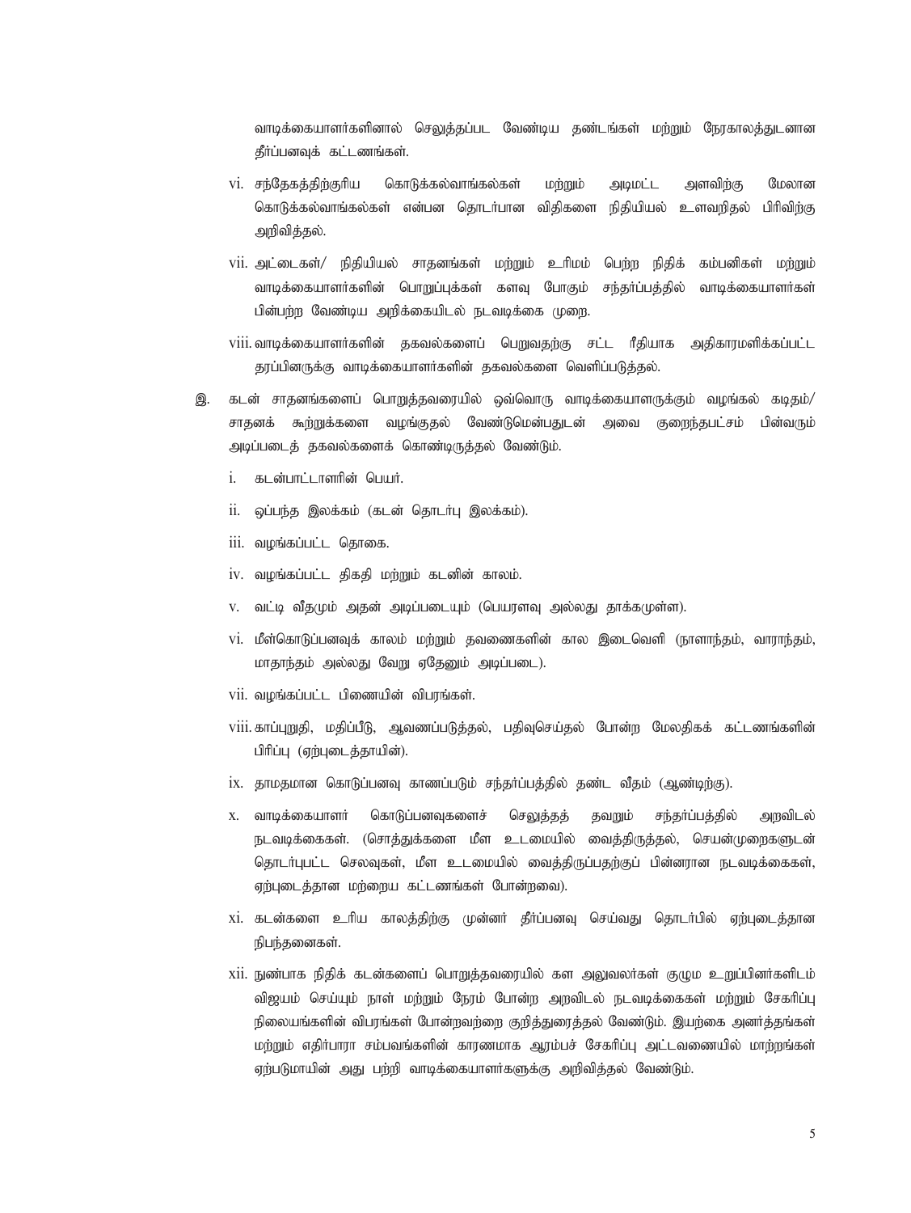வாடிக்கையாளர்களினால் செலுத்தப்பட வேண்டிய தண்டங்கள் மற்றும் நேரகாலத்துடனான தீர்ப்பனவுக் கட்டணங்கள்.

vi. சந்தேகத்திற்குரிய கொடுக்கல்வாங்கல்கள் மற்றும் அடிமட்ட அளவிற்கு மேலான கொடுக்கல்வாங்கல்கள் என்பன தொடர்பான விதிகளை நிதியியல் உளவறிதல் பிரிவிற்கு அறிவித்தல்.

vii. அட்டைகள்/ நிதியியல் சாதனங்கள் மற்றும் உரிமம் பெற்ற நிதிக் கம்பனிகள் மற்றும் வாடிக்கையாளர்களின் பொறுப்புக்கள் களவு போகும் சந்தர்ப்பத்தில் வாடிக்கையாளர்கள் பின்பற்ற வேண்டிய அறிக்கையிடல் நடவடிக்கை முறை.

viii. வாடிக்கையாளர்களின் தகவல்களைப் பெறுவதற்கு சட்ட ரீதியாக அதிகாரமளிக்கப்பட்ட தரப்பினருக்கு வாடிக்கையாளர்களின் தகவல்களை வெளிப்படுத்தல்.

இ. கடன் சாதனங்களைப் பொறுத்தவரையில் ஒவ்வொரு வாடிக்கையாளருக்கும் வழங்கல் கடிதம்/ சாதனக் கூற்றுக்களை வழங்குதல் வேண்டுமென்பதுடன் அவை குறைந்தபட்சம் பின்வரும் அடிப்படைத் தகவல்களைக் கொண்டிருத்தல் வேண்டும்.

i. கடன்பாட்டாளரின் பெயர்.

ii. ஒப்பந்த இலக்கம் (கடன் தொடர்பு இலக்கம்).

iii. வழங்கப்பட்ட தொகை.

iv. வழங்கப்பட்ட திகதி மற்றும் கடனின் காலம்.

v. வட்டி வீதமும் அதன் அடிப்படையும் (பெயரளவு அல்லது தாக்கமுள்ள).

vi. மீள்கொடுப்பனவுக் காலம் மற்றும் தவணைகளின் கால இடைவெளி (நாளாந்தம், வாராந்தம், மாதாந்தம் அல்லது வேறு ஏதேனும் அடிப்படை).

vii. வழங்கப்பட்ட பிணையின் விபரங்கள்.

viii. காப்புறுதி, மதிப்பீடு, ஆவணப்படுத்தல், பதிவுசெய்தல் போன்ற மேலதிகக் கட்டணங்களின் பிரிப்பு (ஏற்புடைத்தாயின்).

ix. தாமதமான கொடுப்பனவு காணப்படும் சந்தர்ப்பத்தில் தண்ட வீதம் (ஆண்டிற்கு).

x. வாடிக்கையாளர் கொடுப்பனவுகளைச் செலுத்தத் தவறும் சந்தர்ப்பத்தில் அறவிடல் நடவடிக்கைகள். (சொத்துக்களை மீள உடைமையில் வைத்திருத்தல், செயன்முறைகளுடன் தொடர்புபட்ட செலவுகள், மீள உடைமையில் வைத்திருப்பதற்குப் பின்னரான நடவடிக்கைகள், ஏற்புடைத்தான மற்றைய கட்டணங்கள் போன்றவை).

xi. கடன்களை உரிய காலத்திற்கு முன்னர் தீர்ப்பனவு செய்வது தொடர்பில் ஏற்புடைத்தான நிபந்தனைகள்.

xii. நுண்பாக நிதிக் கடன்களைப் பொறுத்தவரையில் கள அலுவலர்கள் குழும உறுப்பினர்களிடம் விஜயம் செய்யும் நாள் மற்றும் நேரம் போன்ற அறவிடல் நடவடிக்கைகள் மற்றும் சேகரிப்பு நிலையங்களின் விபரங்கள் போன்றவற்றை குறித்துரைத்தல் வேண்டும். இயற்கை அனர்த்தங்கள் மற்றும் எதிர்பாரா சம்பவங்களின் காரணமாக ஆரம்பச் சேகரிப்பு அட்டவணையில் மாற்றங்கள் ஏற்படுமாயின் அது பற்றி வாடிக்கையாளர்களுக்கு அறிவித்தல் வேண்டும்.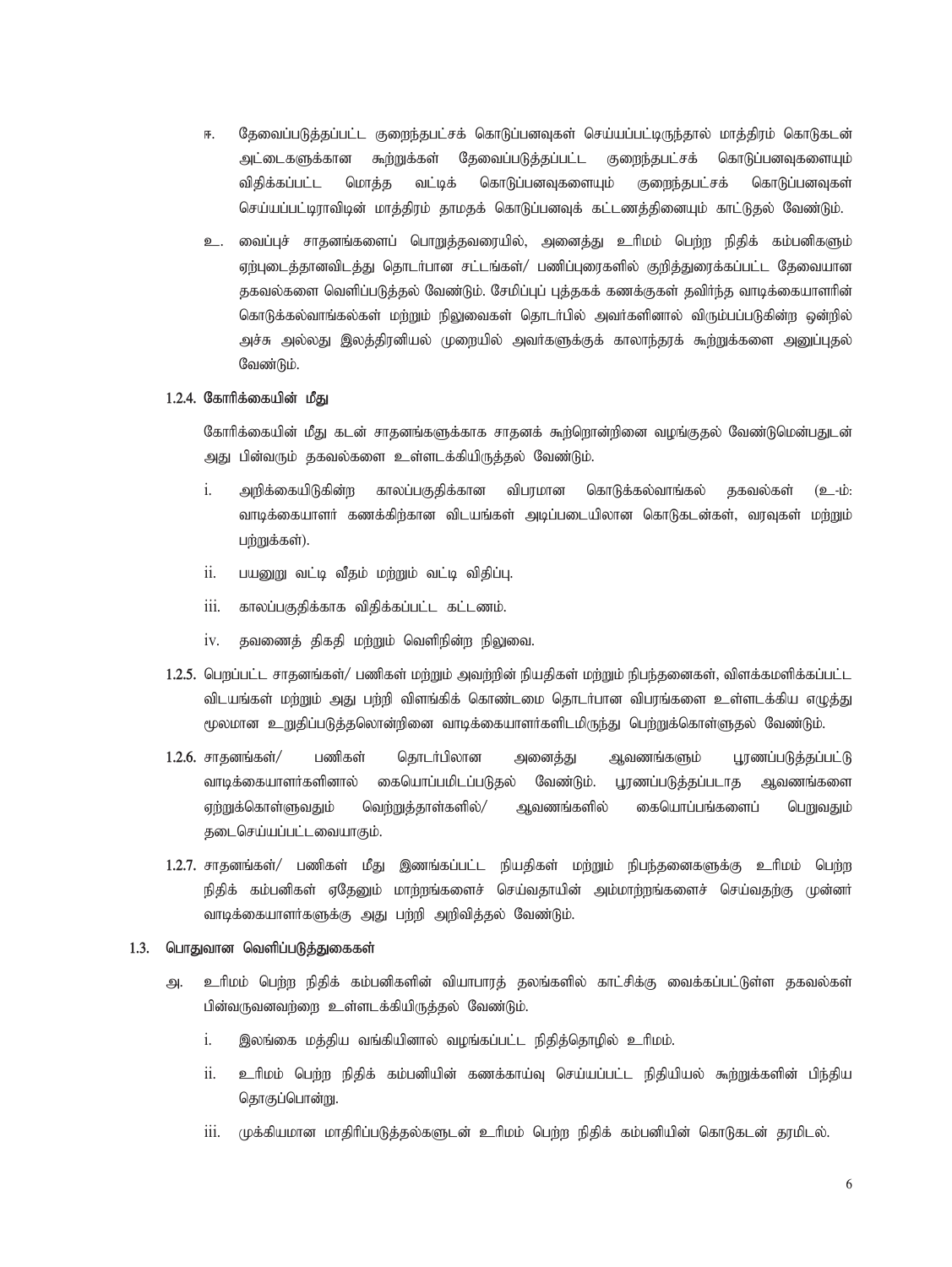ஈ. தேவைப்படுத்தப்பட்ட குறைந்தபட்சக் கொடுப்பனவுகள் செய்யப்பட்டிருந்தால் மாத்திரம் கொடுகடன் அட்டைகளுக்கான கூற்றுக்கள் தேவைப்படுத்தப்பட்ட குறைந்தபட்சக் கொடுப்பனவுகளையும் விதிக்கப்பட்ட மொத்த வட்டிக் கொடுப்பனவுகளையும் குறைந்தபட்சக் கொடுப்பனவுகள் செய்யப்பட்டிராவிடின் மாத்திரம் தாமதக் கொடுப்பனவுக் கட்டணத்தினையும் காட்டுதல் வேண்டும்.

உ. வைப்புச் சாதனங்களைப் பொறுத்தவரையில், அனைத்து உரிமம் பெற்ற நிதிக் கம்பனிகளும் ஏற்புடைத்தானவிடத்து தொடர்பான சட்டங்கள்/ பணிப்புரைகளில் குறித்துரைக்கப்பட்ட தேவையான தகவல்களை வெளிப்படுத்தல் வேண்டும். சேமிப்புப் புத்தகக் கணக்குகள் தவிர்ந்த வாடிக்கையாளரின் கொடுக்கல்வாங்கல்கள் மற்றும் நிலுவைகள் தொடர்பில் அவர்களினால் விரும்பப்படுகின்ற ஒன்றில் அச்சு அல்லது இலத்திரனியல் முறையில் அவர்களுக்குக் காலாந்தரக் கூற்றுக்களை அனுப்புதல் வேண்டும்.

### 1.2.4. கோரிக்கையின் மீது

கோரிக்கையின் மீது கடன் சாதனங்களுக்காக சாதனக் கூற்றொன்றினை வழங்குதல் வேண்டுமென்பதுடன் அது பின்வரும் தகவல்களை உள்ளடக்கியிருத்தல் வேண்டும்.

i. அறிக்கையிடுகின்ற காலப்பகுதிக்கான விபரமான கொடுக்கல்வாங்கல் தகவல்கள் (உ-ம்: வாடிக்கையாளர் கணக்கிற்கான விடயங்கள் அடிப்படையிலான கொடுகடன்கள், வரவுகள் மற்றும் பற்றுக்கள்).

ii. பயனுறு வட்டி வீதம் மற்றும் வட்டி விதிப்பு.

iii. காலப்பகுதிக்காக விதிக்கப்பட்ட கட்டணம்.

iv. தவணைத் திகதி மற்றும் வெளிநின்ற நிலுவை.

**1.2.5.** பெறப்பட்ட சாதனங்கள்/ பணிகள் மற்றும் அவற்றின் நியதிகள் மற்றும் நிபந்தனைகள், விளக்கமளிக்கப்பட்ட விடயங்கள் மற்றும் அது பற்றி விளங்கிக் கொண்டமை தொடர்பான விபரங்களை உள்ளடக்கிய எழுத்து மூலமான உறுதிப்படுத்தலொன்றினை வாடிக்கையாளர்களிடமிருந்து பெற்றுக்கொள்ளுதல் வேண்டும்.

**1.2.6.** சாதனங்கள்/ பணிகள் தொடர்பிலான அனைத்து ஆவணங்களும் பூரணப்படுத்தப்பட்டு வாடிக்கையாளர்களினால் கையொப்பமிடப்படுதல் வேண்டும். பூரணப்படுத்தப்படாத ஆவணங்களை ஏற்றுக்கொள்ளுவதும் வெற்றுத்தாள்களில்/ ஆவணங்களில் கையொப்பங்களைப் பெறுவதும் தடைசெய்யப்பட்டவையாகும்.

**1.2.7.** சாதனங்கள்/ பணிகள் மீது இணங்கப்பட்ட நியதிகள் மற்றும் நிபந்தனைகளுக்கு உரிமம் பெற்ற நிதிக் கம்பனிகள் ஏதேனும் மாற்றங்களைச் செய்வதாயின் அம்மாற்றங்களைச் செய்வதற்கு முன்னர் வாடிக்கையாளர்களுக்கு அது பற்றி அறிவித்தல் வேண்டும்.

## 1.3. பொதுவான வெளிப்படுத்துகைகள்

அ. உரிமம் பெற்ற நிதிக் கம்பனிகளின் வியாபாரத் தலங்களில் காட்சிக்கு வைக்கப்பட்டுள்ள தகவல்கள் பின்வருவனவற்றை உள்ளடக்கியிருத்தல் வேண்டும்.

i. இலங்கை மத்திய வங்கியினால் வழங்கப்பட்ட நிதித்தொழில் உரிமம்.

ii. உரிமம் பெற்ற நிதிக் கம்பனியின் கணக்காய்வு செய்யப்பட்ட நிதியியல் கூற்றுக்களின் பிந்திய தொகுப்பொன்று.

iii. முக்கியமான மாதிரிப்படுத்தல்களுடன் உரிமம் பெற்ற நிதிக் கம்பனியின் கொடுகடன் தரமிடல்.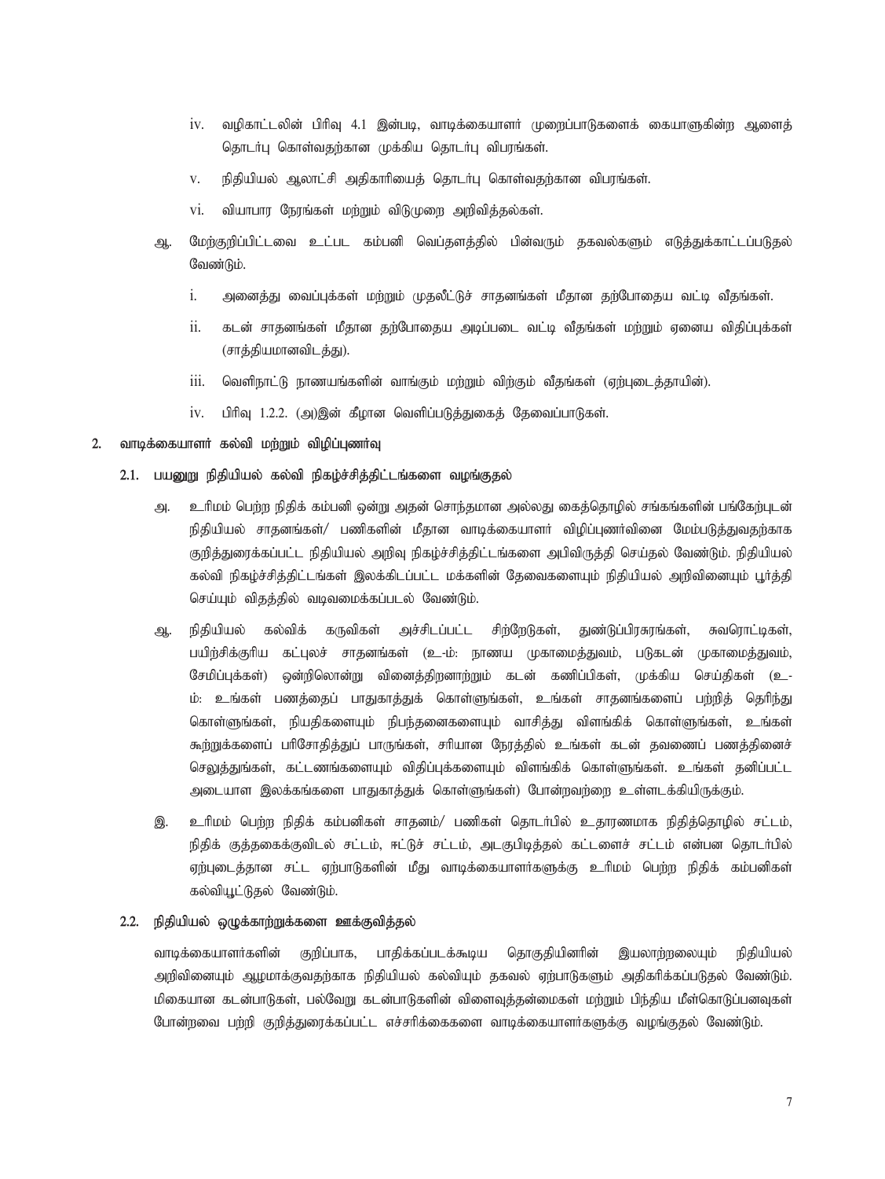iv. வழிகாட்டலின் பிரிவு 4.1 இன்படி, வாடிக்கையாளர் முறைப்பாடுகளைக் கையாளுகின்ற ஆளைத் தொடர்பு கொள்வதற்கான முக்கிய தொடர்பு விபரங்கள்.

v. நிதியியல் ஆலாட்சி அதிகாரியைத் தொடர்பு கொள்வதற்கான விபரங்கள்.

vi. வியாபார நேரங்கள் மற்றும் விடுமுறை அறிவித்தல்கள்.

ஆ. மேற்குறிப்பிட்டவை உட்பட கம்பனி வெப்தளத்தில் பின்வரும் தகவல்களும் எடுத்துக்காட்டப்படுதல் வேண்டும்.

i. அனைத்து வைப்புக்கள் மற்றும் முதலீட்டுச் சாதனங்கள் மீதான தற்போதைய வட்டி வீதங்கள்.

ii. கடன் சாதனங்கள் மீதான தற்போதைய அடிப்படை வட்டி வீதங்கள் மற்றும் ஏனைய விதிப்புக்கள் (சாத்தியமானவிடத்து).

iii. வெளிநாட்டு நாணயங்களின் வாங்கும் மற்றும் விற்கும் வீதங்கள் (ஏற்புடைத்தாயின்).

iv. பிரிவு 1.2.2. (அ)இன் கீழான வெளிப்படுத்துகைத் தேவைப்பாடுகள்.

## 2. வாடிக்கையாளர் கல்வி மற்றும் விழிப்புணர்வு

### 2.1. பயனுறு நிதியியல் கல்வி நிகழ்ச்சித்திட்டங்களை வழங்குதல்

அ. உரிமம் பெற்ற நிதிக் கம்பனி ஒன்று அதன் சொந்தமான அல்லது கைத்தொழில் சங்கங்களின் பங்கேற்புடன் நிதியியல் சாதனங்கள்/ பணிகளின் மீதான வாடிக்கையாளர் விழிப்புணர்வினை மேம்படுத்துவதற்காக குறித்துரைக்கப்பட்ட நிதியியல் அறிவு நிகழ்ச்சித்திட்டங்களை அபிவிருத்தி செய்தல் வேண்டும். நிதியியல் கல்வி நிகழ்ச்சித்திட்டங்கள் இலக்கிடப்பட்ட மக்களின் தேவைகளையும் நிதியியல் அறிவினையும் பூர்த்தி செய்யும் விதத்தில் வடிவமைக்கப்படல் வேண்டும்.

ஆ. நிதியியல் கல்விக் கருவிகள் அச்சிடப்பட்ட சிற்றேடுகள், துண்டுப்பிரசுரங்கள், சுவரொட்டிகள், பயிற்சிக்குரிய கட்புலச் சாதனங்கள் (உ-ம்: நாணய முகாமைத்துவம், படுகடன் முகாமைத்துவம், சேமிப்புக்கள்) ஒன்றிலொன்று வினைத்திறனாற்றும் கடன் கணிப்பிகள், முக்கிய செய்திகள் (உ-ம்: உங்கள் பணத்தைப் பாதுகாத்துக் கொள்ளுங்கள், உங்கள் சாதனங்களைப் பற்றித் தெரிந்து கொள்ளுங்கள், நியதிகளையும் நிபந்தனைகளையும் வாசித்து விளங்கிக் கொள்ளுங்கள், உங்கள் கூற்றுக்களைப் பரிசோதித்துப் பாருங்கள், சரியான நேரத்தில் உங்கள் கடன் தவணைப் பணத்தினைச் செலுத்துங்கள், கட்டணங்களையும் விதிப்புக்களையும் விளங்கிக் கொள்ளுங்கள். உங்கள் தனிப்பட்ட அடையாள இலக்கங்களை பாதுகாத்துக் கொள்ளுங்கள்) போன்றவற்றை உள்ளடக்கியிருக்கும்.

இ. உரிமம் பெற்ற நிதிக் கம்பனிகள் சாதனம்/ பணிகள் தொடர்பில் உதாரணமாக நிதித்தொழில் சட்டம், நிதிக் குத்தகைக்குவிடல் சட்டம், ஈட்டுச் சட்டம், அடகுபிடித்தல் கட்டளைச் சட்டம் என்பன தொடர்பில் ஏற்புடைத்தான சட்ட ஏற்பாடுகளின் மீது வாடிக்கையாளர்களுக்கு உரிமம் பெற்ற நிதிக் கம்பனிகள் கல்வியூட்டுதல் வேண்டும்.

### 2.2. நிதியியல் ஒழுக்காற்றுக்களை ஊக்குவித்தல்

வாடிக்கையாளர்களின் குறிப்பாக, பாதிக்கப்படக்கூடிய தொகுதியினரின் இயலாற்றலையும் நிதியியல் அறிவினையும் ஆழமாக்குவதற்காக நிதியியல் கல்வியும் தகவல் ஏற்பாடுகளும் அதிகரிக்கப்படுதல் வேண்டும். மிகையான கடன்பாடுகள், பல்வேறு கடன்பாடுகளின் விளைவுத்தன்மைகள் மற்றும் பிந்திய மீள்கொடுப்பனவுகள் போன்றவை பற்றி குறித்துரைக்கப்பட்ட எச்சரிக்கைகளை வாடிக்கையாளர்களுக்கு வழங்குதல் வேண்டும்.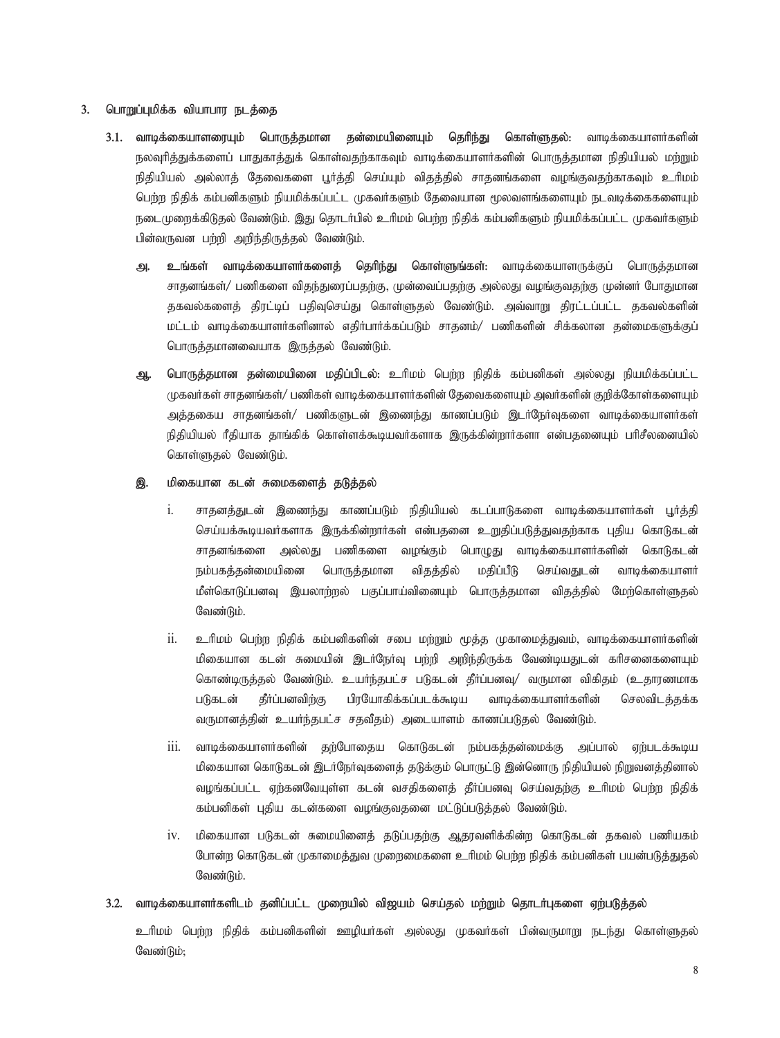3. பொறுப்புமிக்க வியாபார நடத்தை

3.1. **வாடிக்கையாளரையும் பொருத்தமான தன்மையினையும் தெரிந்து கொள்ளுதல்:** வாடிக்கையாளர்களின் நலவுரித்துக்களைப் பாதுகாத்துக் கொள்வதற்காகவும் வாடிக்கையாளர்களின் பொருத்தமான நிதியியல் மற்றும் நிதியியல் அல்லாத் தேவைகளை பூர்த்தி செய்யும் விதத்தில் சாதனங்களை வழங்குவதற்காகவும் உரிமம் பெற்ற நிதிக் கம்பனிகளும் நியமிக்கப்பட்ட முகவர்களும் தேவையான மூலவளங்களையும் நடவடிக்கைகளையும் நடைமுறைக்கிடுதல் வேண்டும். இது தொடர்பில் உரிமம் பெற்ற நிதிக் கம்பனிகளும் நியமிக்கப்பட்ட முகவர்களும் பின்வருவன பற்றி அறிந்திருத்தல் வேண்டும்.

அ. **உங்கள் வாடிக்கையாளர்களைத் தெரிந்து கொள்ளுங்கள்:** வாடிக்கையாளருக்குப் பொருத்தமான சாதனங்கள்/ பணிகளை விதந்துரைப்பதற்கு, முன்வைப்பதற்கு அல்லது வழங்குவதற்கு முன்னர் போதுமான தகவல்களைத் திரட்டிப் பதிவுசெய்து கொள்ளுதல் வேண்டும். அவ்வாறு திரட்டப்பட்ட தகவல்களின் மட்டம் வாடிக்கையாளர்களினால் எதிர்பார்க்கப்படும் சாதனம்/ பணிகளின் சிக்கலான தன்மைகளுக்குப் பொருத்தமானவையாக இருத்தல் வேண்டும்.

ஆ. **பொருத்தமான தன்மையினை மதிப்பிடல்:** உரிமம் பெற்ற நிதிக் கம்பனிகள் அல்லது நியமிக்கப்பட்ட முகவர்கள் சாதனங்கள்/ பணிகள் வாடிக்கையாளர்களின் தேவைகளையும் அவர்களின் குறிக்கோள்களையும் அத்தகைய சாதனங்கள்/ பணிகளுடன் இணைந்து காணப்படும் இடர்நேர்வுகளை வாடிக்கையாளர்கள் நிதியியல் ரீதியாக தாங்கிக் கொள்ளக்கூடியவர்களாக இருக்கின்றார்களா என்பதனையும் பரிசீலனையில் கொள்ளுதல் வேண்டும்.

இ. **மிகையான கடன் சுமைகளைத் தடுத்தல்**

i. சாதனத்துடன் இணைந்து காணப்படும் நிதியியல் கடப்பாடுகளை வாடிக்கையாளர்கள் பூர்த்தி செய்யக்கூடியவர்களாக இருக்கின்றார்கள் என்பதனை உறுதிப்படுத்துவதற்காக புதிய கொடுகடன் சாதனங்களை அல்லது பணிகளை வழங்கும் பொழுது வாடிக்கையாளர்களின் கொடுகடன் நம்பகத்தன்மையினை பொருத்தமான விதத்தில் மதிப்பீடு செய்வதுடன் வாடிக்கையாளர் மீள்கொடுப்பனவு இயலாற்றல் பகுப்பாய்வினையும் பொருத்தமான விதத்தில் மேற்கொள்ளுதல் வேண்டும்.

ii. உரிமம் பெற்ற நிதிக் கம்பனிகளின் சபை மற்றும் மூத்த முகாமைத்துவம், வாடிக்கையாளர்களின் மிகையான கடன் சுமையின் இடர்நேர்வு பற்றி அறிந்திருக்க வேண்டியதுடன் கரிசனைகளையும் கொண்டிருத்தல் வேண்டும். உயர்ந்தபட்ச படுகடன் தீர்ப்பனவு/ வருமான விகிதம் (உதாரணமாக படுகடன் தீர்ப்பனவிற்கு பிரயோகிக்கப்படக்கூடிய வாடிக்கையாளர்களின் செலவிடத்தக்க வருமானத்தின் உயர்ந்தபட்ச சதவீதம்) அடையாளம் காணப்படுதல் வேண்டும்.

iii. வாடிக்கையாளர்களின் தற்போதைய கொடுகடன் நம்பகத்தன்மைக்கு அப்பால் ஏற்படக்கூடிய மிகையான கொடுகடன் இடர்நேர்வுகளைத் தடுக்கும் பொருட்டு இன்னொரு நிதியியல் நிறுவனத்தினால் வழங்கப்பட்ட ஏற்கனவேயுள்ள கடன் வசதிகளைத் தீர்ப்பனவு செய்வதற்கு உரிமம் பெற்ற நிதிக் கம்பனிகள் புதிய கடன்களை வழங்குவதனை மட்டுப்படுத்தல் வேண்டும்.

iv. மிகையான படுகடன் சுமையினைத் தடுப்பதற்கு ஆதரவளிக்கின்ற கொடுகடன் தகவல் பணியகம் போன்ற கொடுகடன் முகாமைத்துவ முறைமைகளை உரிமம் பெற்ற நிதிக் கம்பனிகள் பயன்படுத்துதல் வேண்டும்.

3.2. **வாடிக்கையாளர்களிடம் தனிப்பட்ட முறையில் விஜயம் செய்தல் மற்றும் தொடர்புகளை ஏற்படுத்தல்**

உரிமம் பெற்ற நிதிக் கம்பனிகளின் ஊழியர்கள் அல்லது முகவர்கள் பின்வருமாறு நடந்து கொள்ளுதல் வேண்டும்;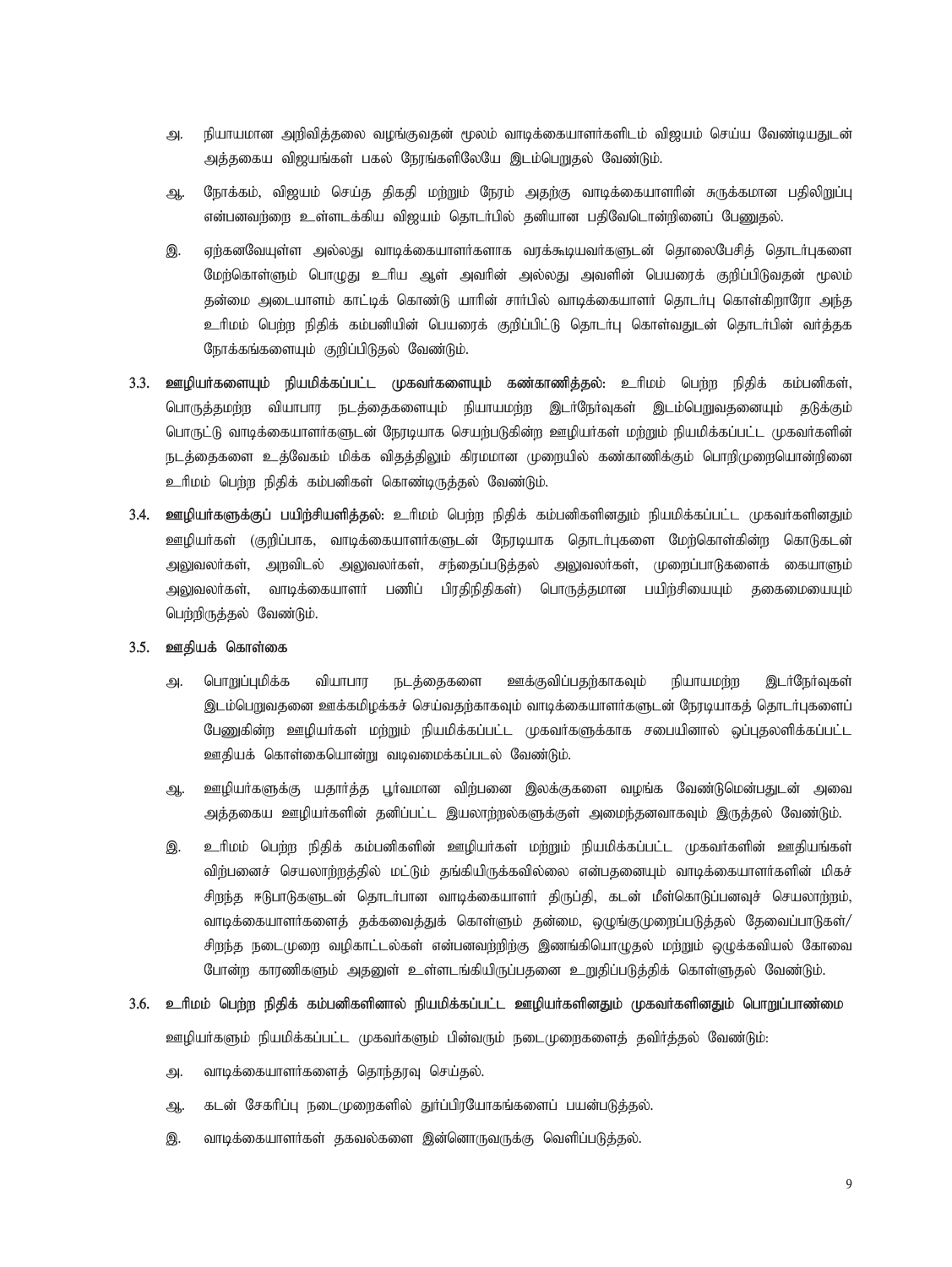அ. நியாயமான அறிவித்தலை வழங்குவதன் மூலம் வாடிக்கையாளர்களிடம் விஜயம் செய்ய வேண்டியதுடன் அத்தகைய விஜயங்கள் பகல் நேரங்களிலேயே இடம்பெறுதல் வேண்டும்.

ஆ. நோக்கம், விஜயம் செய்த திகதி மற்றும் நேரம் அதற்கு வாடிக்கையாளரின் சுருக்கமான பதிலிறுப்பு என்பனவற்றை உள்ளடக்கிய விஜயம் தொடர்பில் தனியான பதிவேடொன்றினைப் பேணுதல்.

இ. ஏற்கனவேயுள்ள அல்லது வாடிக்கையாளர்களாக வரக்கூடியவர்களுடன் தொலைபேசித் தொடர்புகளை மேற்கொள்ளும் பொழுது உரிய ஆள் அவரின் அல்லது அவளின் பெயரைக் குறிப்பிடுவதன் மூலம் தன்மை அடையாளம் காட்டிக் கொண்டு யாரின் சார்பில் வாடிக்கையாளர் தொடர்பு கொள்கிறாரோ அந்த உரிமம் பெற்ற நிதிக் கம்பனியின் பெயரைக் குறிப்பிட்டு தொடர்பு கொள்வதுடன் தொடர்பின் வர்த்தக நோக்கங்களையும் குறிப்பிடுதல் வேண்டும்.

3.3. **ஊழியர்களையும் நியமிக்கப்பட்ட முகவர்களையும் கண்காணித்தல்:** உரிமம் பெற்ற நிதிக் கம்பனிகள், பொருத்தமற்ற வியாபார நடத்தைகளையும் நியாயமற்ற இடர்நேர்வுகள் இடம்பெறுவதனையும் தடுக்கும் பொருட்டு வாடிக்கையாளர்களுடன் நேரடியாக செயற்படுகின்ற ஊழியர்கள் மற்றும் நியமிக்கப்பட்ட முகவர்களின் நடத்தைகளை உத்வேகம் மிக்க விதத்திலும் கிரமமான முறையில் கண்காணிக்கும் பொறிமுறையொன்றினை உரிமம் பெற்ற நிதிக் கம்பனிகள் கொண்டிருத்தல் வேண்டும்.

3.4. **ஊழியர்களுக்குப் பயிற்சியளித்தல்:** உரிமம் பெற்ற நிதிக் கம்பனிகளினதும் நியமிக்கப்பட்ட முகவர்களினதும் ஊழியர்கள் (குறிப்பாக, வாடிக்கையாளர்களுடன் நேரடியாக தொடர்புகளை மேற்கொள்கின்ற கொடுகடன் அலுவலர்கள், அறவிடல் அலுவலர்கள், சந்தைப்படுத்தல் அலுவலர்கள், முறைப்பாடுகளைக் கையாளும் அலுவலர்கள், வாடிக்கையாளர் பணிப் பிரதிநிதிகள்) பொருத்தமான பயிற்சியையும் தகைமையையும் பெற்றிருத்தல் வேண்டும்.

3.5. **ஊதியக் கொள்கை**

அ. பொறுப்புமிக்க வியாபார நடத்தைகளை ஊக்குவிப்பதற்காகவும் நியாயமற்ற இடர்நேர்வுகள் இடம்பெறுவதனை ஊக்கமிழக்கச் செய்வதற்காகவும் வாடிக்கையாளர்களுடன் நேரடியாகத் தொடர்புகளைப் பேணுகின்ற ஊழியர்கள் மற்றும் நியமிக்கப்பட்ட முகவர்களுக்காக சபையினால் ஒப்புதலளிக்கப்பட்ட ஊதியக் கொள்கையொன்று வடிவமைக்கப்படல் வேண்டும்.

ஆ. ஊழியர்களுக்கு யதார்த்த பூர்வமான விற்பனை இலக்குகளை வழங்க வேண்டுமென்பதுடன் அவை அத்தகைய ஊழியர்களின் தனிப்பட்ட இயலாற்றல்களுக்குள் அமைந்தனவாகவும் இருத்தல் வேண்டும்.

இ. உரிமம் பெற்ற நிதிக் கம்பனிகளின் ஊழியர்கள் மற்றும் நியமிக்கப்பட்ட முகவர்களின் ஊதியங்கள் விற்பனைச் செயலாற்றத்தில் மட்டும் தங்கியிருக்கவில்லை என்பதனையும் வாடிக்கையாளர்களின் மிகச் சிறந்த ஈடுபாடுகளுடன் தொடர்பான வாடிக்கையாளர் திருப்தி, கடன் மீள்கொடுப்பனவுச் செயலாற்றம், வாடிக்கையாளர்களைத் தக்கவைத்துக் கொள்ளும் தன்மை, ஒழுங்குமுறைப்படுத்தல் தேவைப்பாடுகள்/ சிறந்த நடைமுறை வழிகாட்டல்கள் என்பனவற்றிற்கு இணங்கியொழுதல் மற்றும் ஒழுக்கவியல் கோவை போன்ற காரணிகளும் அதனுள் உள்ளடங்கியிருப்பதனை உறுதிப்படுத்திக் கொள்ளுதல் வேண்டும்.

3.6. **உரிமம் பெற்ற நிதிக் கம்பனிகளினால் நியமிக்கப்பட்ட ஊழியர்களினதும் முகவர்களினதும் பொறுப்பாண்மை**

ஊழியர்களும் நியமிக்கப்பட்ட முகவர்களும் பின்வரும் நடைமுறைகளைத் தவிர்த்தல் வேண்டும்:

அ. வாடிக்கையாளர்களைத் தொந்தரவு செய்தல்.

ஆ. கடன் சேகரிப்பு நடைமுறைகளில் துர்ப்பிரயோகங்களைப் பயன்படுத்தல்.

இ. வாடிக்கையாளர்கள் தகவல்களை இன்னொருவருக்கு வெளிப்படுத்தல்.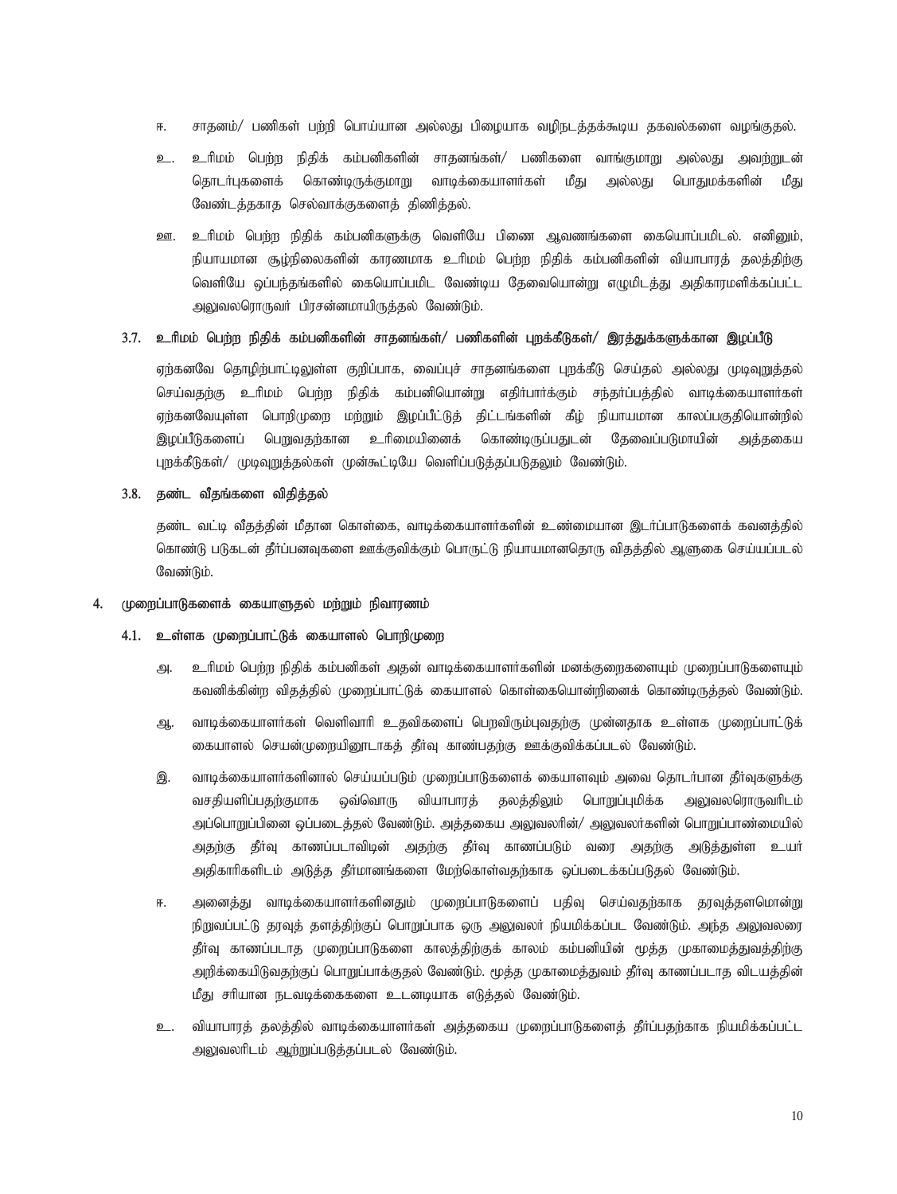ஈ. சாதனம்/ பணிகள் பற்றி பொய்யான அல்லது பிழையாக வழிநடத்தக்கூடிய தகவல்களை வழங்குதல்.

உ. உரிமம் பெற்ற நிதிக் கம்பனிகளின் சாதனங்கள்/ பணிகளை வாங்குமாறு அல்லது அவற்றுடன் தொடர்புகளைக் கொண்டிருக்குமாறு வாடிக்கையாளர்கள் மீது அல்லது பொதுமக்களின் மீது வேண்டத்தகாத செல்வாக்குகளைத் திணித்தல்.

ஊ. உரிமம் பெற்ற நிதிக் கம்பனிகளுக்கு வெளியே பிணை ஆவணங்களை கையொப்பமிடல். எனினும், நியாயமான சூழ்நிலைகளின் காரணமாக உரிமம் பெற்ற நிதிக் கம்பனிகளின் வியாபாரத் தலத்திற்கு வெளியே ஒப்பந்தங்களில் கையொப்பமிட வேண்டிய தேவையொன்று எழுமிடத்து அதிகாரமளிக்கப்பட்ட அலுவலரொருவர் பிரசன்னமாயிருத்தல் வேண்டும்.

### 3.7. உரிமம் பெற்ற நிதிக் கம்பனிகளின் சாதனங்கள்/ பணிகளின் புறக்கீடுகள்/ இரத்துக்களுக்கான இழப்பீடு

ஏற்கனவே தொழிற்பாட்டிலுள்ள குறிப்பாக, வைப்புச் சாதனங்களை புறக்கீடு செய்தல் அல்லது முடிவுறுத்தல் செய்வதற்கு உரிமம் பெற்ற நிதிக் கம்பனியொன்று எதிர்பார்க்கும் சந்தர்ப்பத்தில் வாடிக்கையாளர்கள் ஏற்கனவேயுள்ள பொறிமுறை மற்றும் இழப்பீட்டுத் திட்டங்களின் கீழ் நியாயமான காலப்பகுதியொன்றில் இழப்பீடுகளைப் பெறுவதற்கான உரிமையினைக் கொண்டிருப்பதுடன் தேவைப்படுமாயின் அத்தகைய புறக்கீடுகள்/ முடிவுறுத்தல்கள் முன்கூட்டியே வெளிப்படுத்தப்படுதலும் வேண்டும்.

### 3.8. தண்ட வீதங்களை விதித்தல்

தண்ட வட்டி வீதத்தின் மீதான கொள்கை, வாடிக்கையாளர்களின் உண்மையான இடர்ப்பாடுகளைக் கவனத்தில் கொண்டு படுகடன் தீர்ப்பனவுகளை ஊக்குவிக்கும் பொருட்டு நியாயமானதொரு விதத்தில் ஆளுகை செய்யப்படல் வேண்டும்.

## 4. முறைப்பாடுகளைக் கையாளுதல் மற்றும் நிவாரணம்

### 4.1. உள்ளக முறைப்பாட்டுக் கையாளல் பொறிமுறை

அ. உரிமம் பெற்ற நிதிக் கம்பனிகள் அதன் வாடிக்கையாளர்களின் மனக்குறைகளையும் முறைப்பாடுகளையும் கவனிக்கின்ற விதத்தில் முறைப்பாட்டுக் கையாளல் கொள்கையொன்றினைக் கொண்டிருத்தல் வேண்டும்.

ஆ. வாடிக்கையாளர்கள் வெளிவாரி உதவிகளைப் பெறவிரும்புவதற்கு முன்னதாக உள்ளக முறைப்பாட்டுக் கையாளல் செயன்முறையினூடாகத் தீர்வு காண்பதற்கு ஊக்குவிக்கப்படல் வேண்டும்.

இ. வாடிக்கையாளர்களினால் செய்யப்படும் முறைப்பாடுகளைக் கையாளவும் அவை தொடர்பான தீர்வுகளுக்கு வசதியளிப்பதற்குமாக ஒவ்வொரு வியாபாரத் தலத்திலும் பொறுப்புமிக்க அலுவலரொருவரிடம் அப்பொறுப்பினை ஒப்படைத்தல் வேண்டும். அத்தகைய அலுவலரின்/ அலுவலர்களின் பொறுப்பாண்மையில் அதற்கு தீர்வு காணப்படாவிடின் அதற்கு தீர்வு காணப்படும் வரை அதற்கு அடுத்துள்ள உயர் அதிகாரிகளிடம் அடுத்த தீர்மானங்களை மேற்கொள்வதற்காக ஒப்படைக்கப்படுதல் வேண்டும்.

ஈ. அனைத்து வாடிக்கையாளர்களினதும் முறைப்பாடுகளைப் பதிவு செய்வதற்காக தரவுத்தளமொன்று நிறுவப்பட்டு தரவுத் தளத்திற்குப் பொறுப்பாக ஒரு அலுவலர் நியமிக்கப்பட வேண்டும். அந்த அலுவலரை தீர்வு காணப்படாத முறைப்பாடுகளை காலத்திற்குக் காலம் கம்பனியின் மூத்த முகாமைத்துவத்திற்கு அறிக்கையிடுவதற்குப் பொறுப்பாக்குதல் வேண்டும். மூத்த முகாமைத்துவம் தீர்வு காணப்படாத விடயத்தின் மீது சரியான நடவடிக்கைகளை உடனடியாக எடுத்தல் வேண்டும்.

உ. வியாபாரத் தலத்தில் வாடிக்கையாளர்கள் அத்தகைய முறைப்பாடுகளைத் தீர்ப்பதற்காக நியமிக்கப்பட்ட அலுவலரிடம் ஆற்றுப்படுத்தப்படல் வேண்டும்.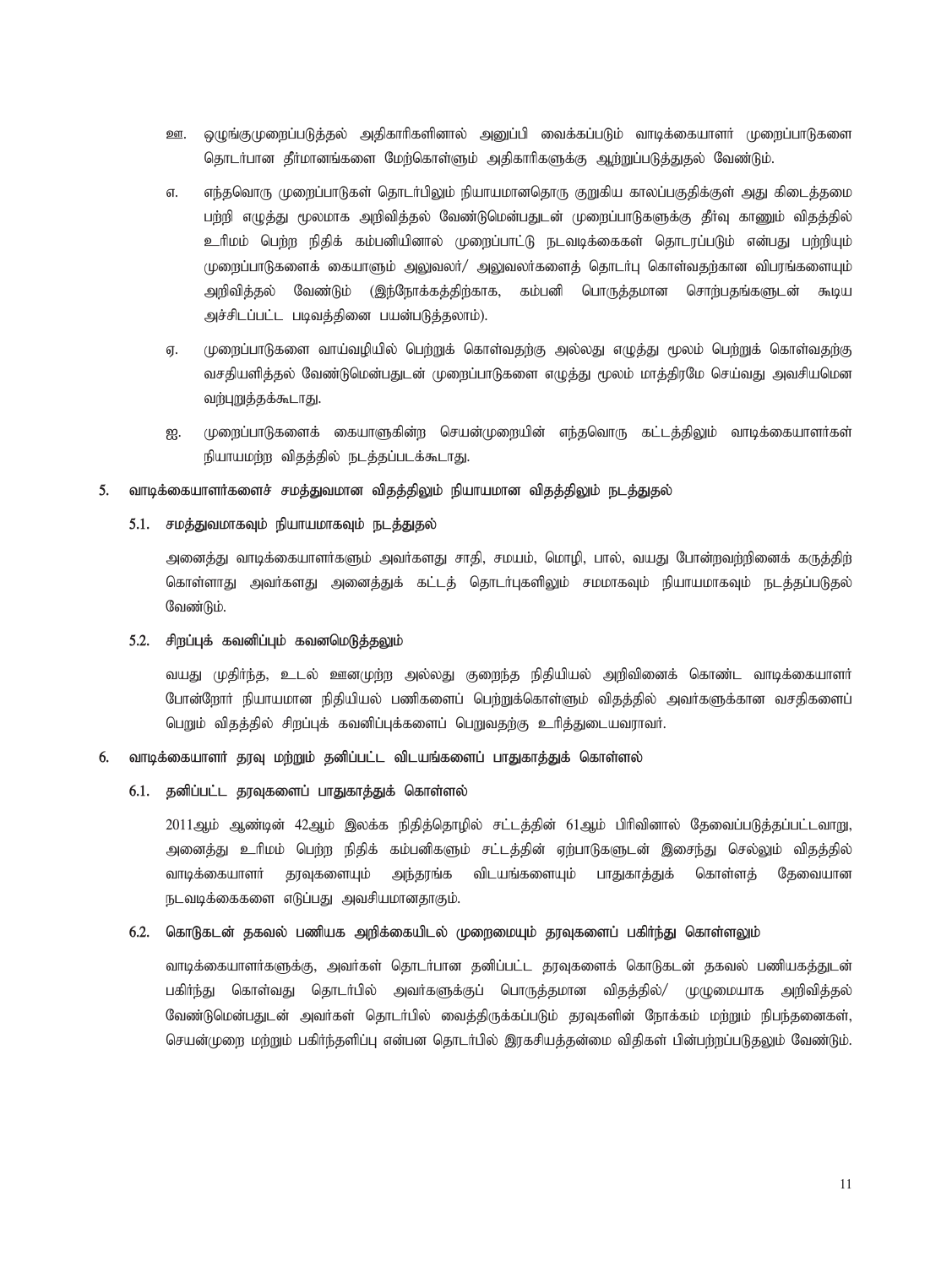ஊ. ஒழுங்குமுறைப்படுத்தல் அதிகாரிகளினால் அனுப்பி வைக்கப்படும் வாடிக்கையாளர் முறைப்பாடுகளை தொடர்பான தீர்மானங்களை மேற்கொள்ளும் அதிகாரிகளுக்கு ஆற்றுப்படுத்துதல் வேண்டும்.

எ. எந்தவொரு முறைப்பாடுகள் தொடர்பிலும் நியாயமானதொரு குறுகிய காலப்பகுதிக்குள் அது கிடைத்தமை பற்றி எழுத்து மூலமாக அறிவித்தல் வேண்டுமென்பதுடன் முறைப்பாடுகளுக்கு தீர்வு காணும் விதத்தில் உரிமம் பெற்ற நிதிக் கம்பனியினால் முறைப்பாட்டு நடவடிக்கைகள் தொடரப்படும் என்பது பற்றியும் முறைப்பாடுகளைக் கையாளும் அலுவலர்/ அலுவலர்களைத் தொடர்பு கொள்வதற்கான விபரங்களையும் அறிவித்தல் வேண்டும் (இந்நோக்கத்திற்காக, கம்பனி பொருத்தமான சொற்பதங்களுடன் கூடிய அச்சிடப்பட்ட படிவத்தினை பயன்படுத்தலாம்).

ஏ. முறைப்பாடுகளை வாய்வழியில் பெற்றுக் கொள்வதற்கு அல்லது எழுத்து மூலம் பெற்றுக் கொள்வதற்கு வசதியளித்தல் வேண்டுமென்பதுடன் முறைப்பாடுகளை எழுத்து மூலம் மாத்திரமே செய்வது அவசியமென வற்புறுத்தக்கூடாது.

ஐ. முறைப்பாடுகளைக் கையாளுகின்ற செயன்முறையின் எந்தவொரு கட்டத்திலும் வாடிக்கையாளர்கள் நியாயமற்ற விதத்தில் நடத்தப்படக்கூடாது.

## 5. வாடிக்கையாளர்களைச் சமத்துவமான விதத்திலும் நியாயமான விதத்திலும் நடத்துதல்

### 5.1. சமத்துவமாகவும் நியாயமாகவும் நடத்துதல்

அனைத்து வாடிக்கையாளர்களும் அவர்களது சாதி, சமயம், மொழி, பால், வயது போன்றவற்றினைக் கருத்திற் கொள்ளாது அவர்களது அனைத்துக் கட்டத் தொடர்புகளிலும் சமமாகவும் நியாயமாகவும் நடத்தப்படுதல் வேண்டும்.

### 5.2. சிறப்புக் கவனிப்பும் கவனமெடுத்தலும்

வயது முதிர்ந்த, உடல் ஊனமுற்ற அல்லது குறைந்த நிதியியல் அறிவினைக் கொண்ட வாடிக்கையாளர் போன்றோர் நியாயமான நிதியியல் பணிகளைப் பெற்றுக்கொள்ளும் விதத்தில் அவர்களுக்கான வசதிகளைப் பெறும் விதத்தில் சிறப்புக் கவனிப்புக்களைப் பெறுவதற்கு உரித்துடையவராவர்.

## 6. வாடிக்கையாளர் தரவு மற்றும் தனிப்பட்ட விடயங்களைப் பாதுகாத்துக் கொள்ளல்

### 6.1. தனிப்பட்ட தரவுகளைப் பாதுகாத்துக் கொள்ளல்

2011ஆம் ஆண்டின் 42ஆம் இலக்க நிதித்தொழில் சட்டத்தின் 61ஆம் பிரிவினால் தேவைப்படுத்தப்பட்டவாறு, அனைத்து உரிமம் பெற்ற நிதிக் கம்பனிகளும் சட்டத்தின் ஏற்பாடுகளுடன் இசைந்து செல்லும் விதத்தில் வாடிக்கையாளர் தரவுகளையும் அந்தரங்க விடயங்களையும் பாதுகாத்துக் கொள்ளத் தேவையான நடவடிக்கைகளை எடுப்பது அவசியமானதாகும்.

### 6.2. கொடுகடன் தகவல் பணியக அறிக்கையிடல் முறைமையும் தரவுகளைப் பகிர்ந்து கொள்ளலும்

வாடிக்கையாளர்களுக்கு, அவர்கள் தொடர்பான தனிப்பட்ட தரவுகளைக் கொடுகடன் தகவல் பணியகத்துடன் பகிர்ந்து கொள்வது தொடர்பில் அவர்களுக்குப் பொருத்தமான விதத்தில்/ முழுமையாக அறிவித்தல் வேண்டுமென்பதுடன் அவர்கள் தொடர்பில் வைத்திருக்கப்படும் தரவுகளின் நோக்கம் மற்றும் நிபந்தனைகள், செயன்முறை மற்றும் பகிர்ந்தளிப்பு என்பன தொடர்பில் இரகசியத்தன்மை விதிகள் பின்பற்றப்படுதலும் வேண்டும்.